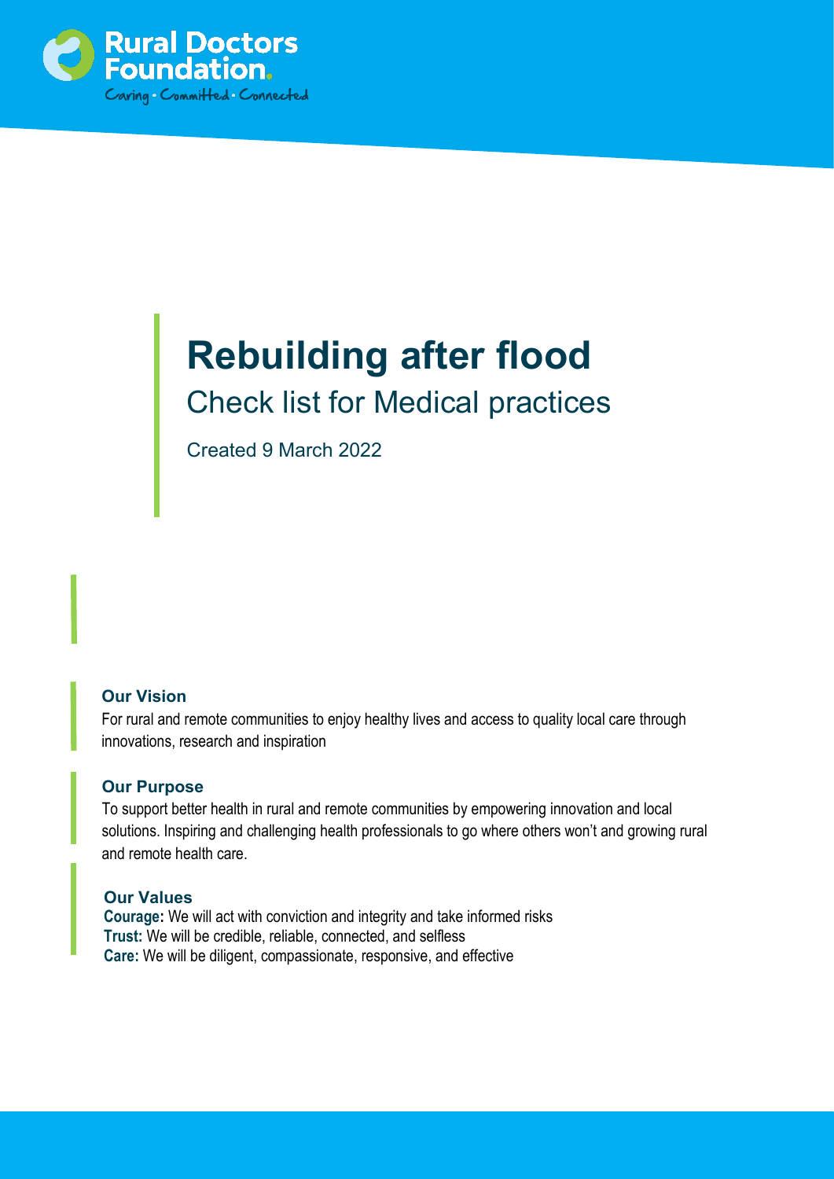Rural Doctors Foundation.

Caring · Committed · Connected

# Rebuilding after flood

## Check list for Medical practices

Created 9 March 2022

### Our Vision

For rural and remote communities to enjoy healthy lives and access to quality local care through innovations, research and inspiration

### Our Purpose

To support better health in rural and remote communities by empowering innovation and local solutions. Inspiring and challenging health professionals to go where others won't and growing rural and remote health care.

### Our Values

**Courage:** We will act with conviction and integrity and take informed risks
**Trust:** We will be credible, reliable, connected, and selfless
**Care:** We will be diligent, compassionate, responsive, and effective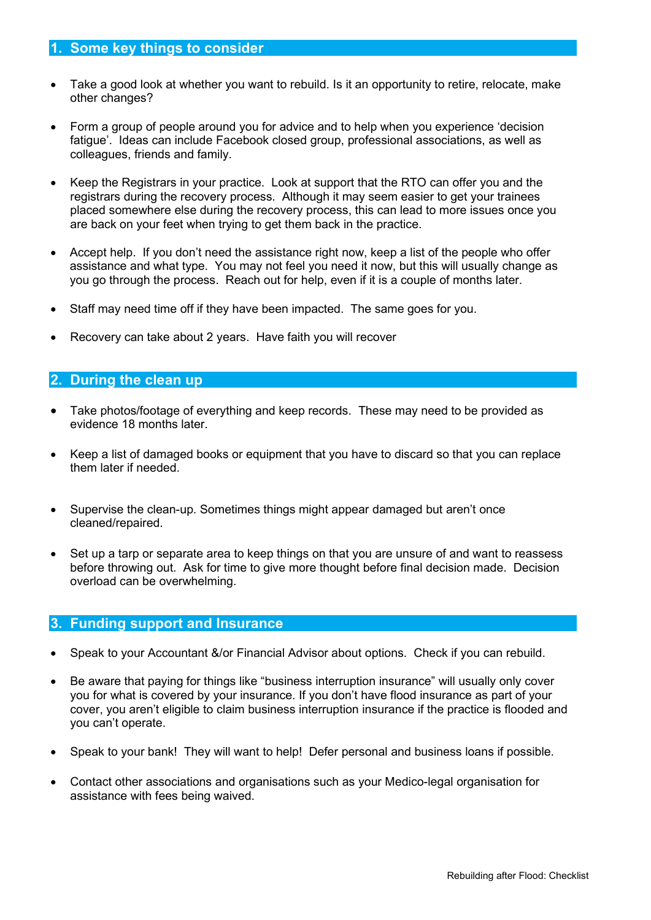## 1. Some key things to consider

- Take a good look at whether you want to rebuild. Is it an opportunity to retire, relocate, make other changes?
- Form a group of people around you for advice and to help when you experience 'decision fatigue'. Ideas can include Facebook closed group, professional associations, as well as colleagues, friends and family.
- Keep the Registrars in your practice. Look at support that the RTO can offer you and the registrars during the recovery process. Although it may seem easier to get your trainees placed somewhere else during the recovery process, this can lead to more issues once you are back on your feet when trying to get them back in the practice.
- Accept help. If you don't need the assistance right now, keep a list of the people who offer assistance and what type. You may not feel you need it now, but this will usually change as you go through the process. Reach out for help, even if it is a couple of months later.
- Staff may need time off if they have been impacted. The same goes for you.
- Recovery can take about 2 years. Have faith you will recover

## 2. During the clean up

- Take photos/footage of everything and keep records. These may need to be provided as evidence 18 months later.
- Keep a list of damaged books or equipment that you have to discard so that you can replace them later if needed.
- Supervise the clean-up. Sometimes things might appear damaged but aren't once cleaned/repaired.
- Set up a tarp or separate area to keep things on that you are unsure of and want to reassess before throwing out. Ask for time to give more thought before final decision made. Decision overload can be overwhelming.

## 3. Funding support and Insurance

- Speak to your Accountant &/or Financial Advisor about options. Check if you can rebuild.
- Be aware that paying for things like "business interruption insurance" will usually only cover you for what is covered by your insurance. If you don't have flood insurance as part of your cover, you aren't eligible to claim business interruption insurance if the practice is flooded and you can't operate.
- Speak to your bank! They will want to help! Defer personal and business loans if possible.
- Contact other associations and organisations such as your Medico-legal organisation for assistance with fees being waived.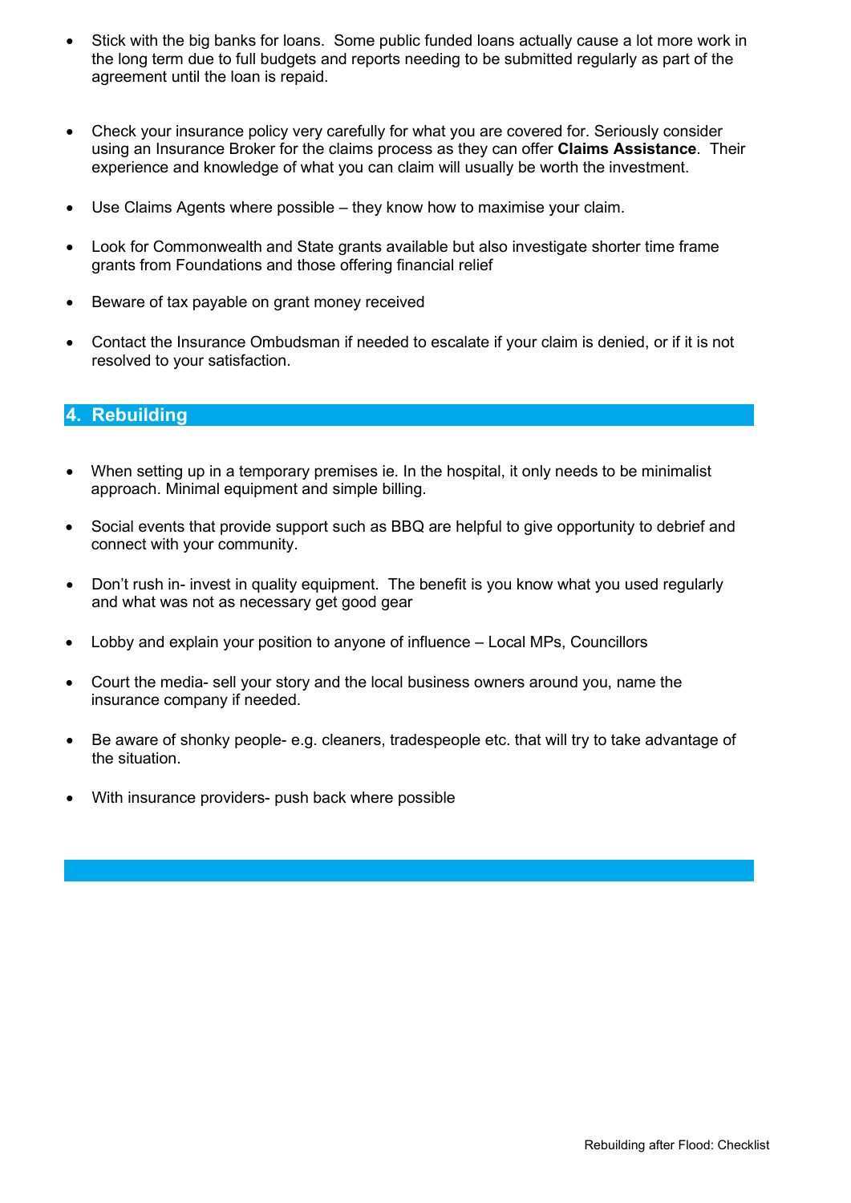- Stick with the big banks for loans.  Some public funded loans actually cause a lot more work in the long term due to full budgets and reports needing to be submitted regularly as part of the agreement until the loan is repaid.

- Check your insurance policy very carefully for what you are covered for. Seriously consider using an Insurance Broker for the claims process as they can offer **Claims Assistance**.  Their experience and knowledge of what you can claim will usually be worth the investment.

- Use Claims Agents where possible – they know how to maximise your claim.

- Look for Commonwealth and State grants available but also investigate shorter time frame grants from Foundations and those offering financial relief

- Beware of tax payable on grant money received

- Contact the Insurance Ombudsman if needed to escalate if your claim is denied, or if it is not resolved to your satisfaction.

## 4. Rebuilding

- When setting up in a temporary premises ie. In the hospital, it only needs to be minimalist approach. Minimal equipment and simple billing.

- Social events that provide support such as BBQ are helpful to give opportunity to debrief and connect with your community.

- Don't rush in- invest in quality equipment.  The benefit is you know what you used regularly and what was not as necessary get good gear

- Lobby and explain your position to anyone of influence – Local MPs, Councillors

- Court the media- sell your story and the local business owners around you, name the insurance company if needed.

- Be aware of shonky people- e.g. cleaners, tradespeople etc. that will try to take advantage of the situation.

- With insurance providers- push back where possible